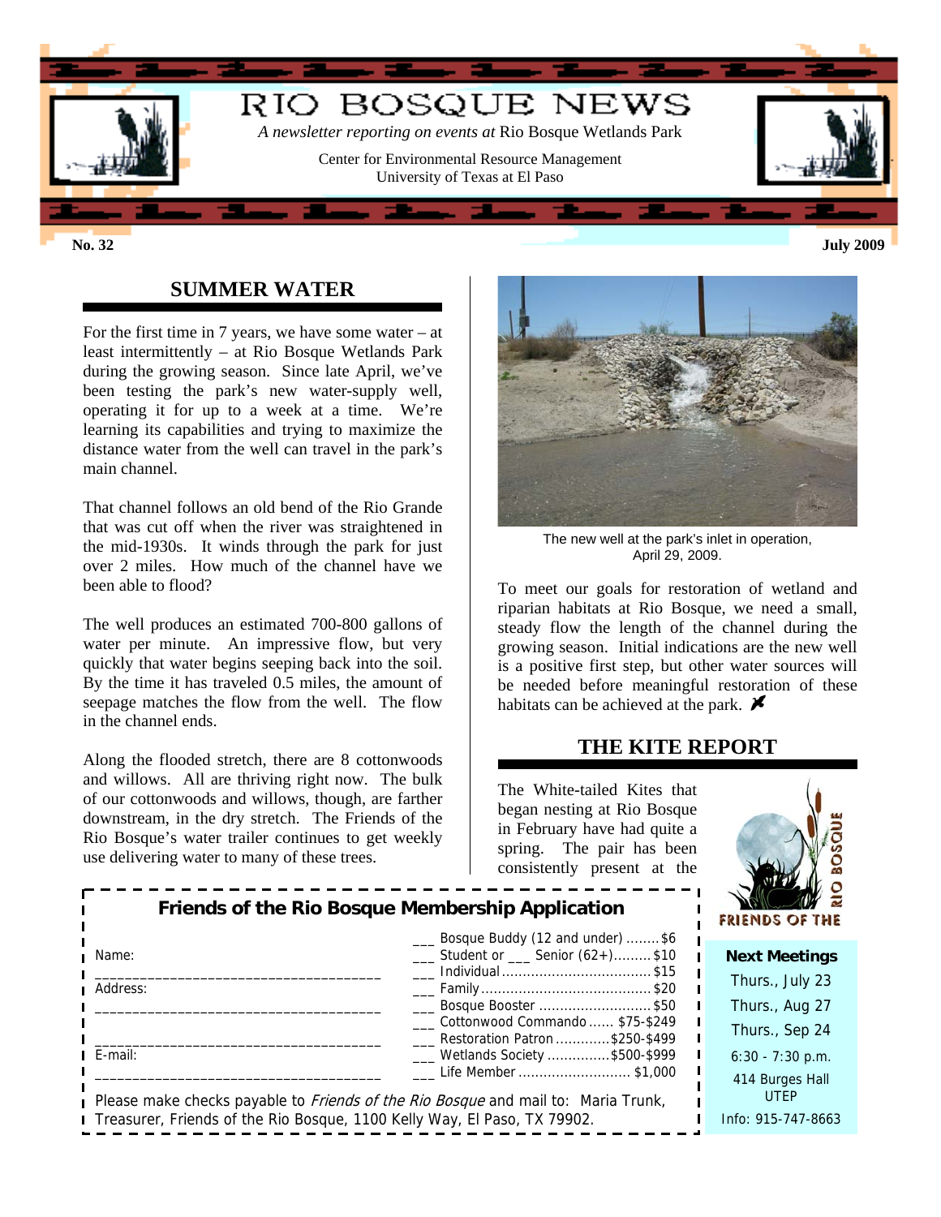# RIO BOSQUE NEWS

*A newsletter reporting on events at* Rio Bosque Wetlands Park

Center for Environmental Resource Management
University of Texas at El Paso

**No. 32** **July 2009**

## SUMMER WATER

For the first time in 7 years, we have some water – at least intermittently – at Rio Bosque Wetlands Park during the growing season. Since late April, we've been testing the park's new water-supply well, operating it for up to a week at a time. We're learning its capabilities and trying to maximize the distance water from the well can travel in the park's main channel.

That channel follows an old bend of the Rio Grande that was cut off when the river was straightened in the mid-1930s. It winds through the park for just over 2 miles. How much of the channel have we been able to flood?

The well produces an estimated 700-800 gallons of water per minute. An impressive flow, but very quickly that water begins seeping back into the soil. By the time it has traveled 0.5 miles, the amount of seepage matches the flow from the well. The flow in the channel ends.

Along the flooded stretch, there are 8 cottonwoods and willows. All are thriving right now. The bulk of our cottonwoods and willows, though, are farther downstream, in the dry stretch. The Friends of the Rio Bosque's water trailer continues to get weekly use delivering water to many of these trees.

The new well at the park's inlet in operation, April 29, 2009.

To meet our goals for restoration of wetland and riparian habitats at Rio Bosque, we need a small, steady flow the length of the channel during the growing season. Initial indications are the new well is a positive first step, but other water sources will be needed before meaningful restoration of these habitats can be achieved at the park.

## THE KITE REPORT

The White-tailed Kites that began nesting at Rio Bosque in February have had quite a spring. The pair has been consistently present at the

### Friends of the Rio Bosque Membership Application

Name:
_____________________________________

Address:
_____________________________________

_____________________________________

E-mail:
_____________________________________

___ Bosque Buddy (12 and under) ........$6
___ Student or ___ Senior (62+).........$10
___ Individual ...................................$15
___ Family .........................................$20
___ Bosque Booster ...........................$50
___ Cottonwood Commando ...... $75-$249
___ Restoration Patron ............$250-$499
___ Wetlands Society ..............$500-$999
___ Life Member ........................... $1,000

Please make checks payable to *Friends of the Rio Bosque* and mail to: Maria Trunk, Treasurer, Friends of the Rio Bosque, 1100 Kelly Way, El Paso, TX 79902.

RIO BOSQUE
FRIENDS OF THE

**Next Meetings**

Thurs., July 23
Thurs., Aug 27
Thurs., Sep 24
6:30 - 7:30 p.m.
414 Burges Hall
UTEP
Info: 915-747-8663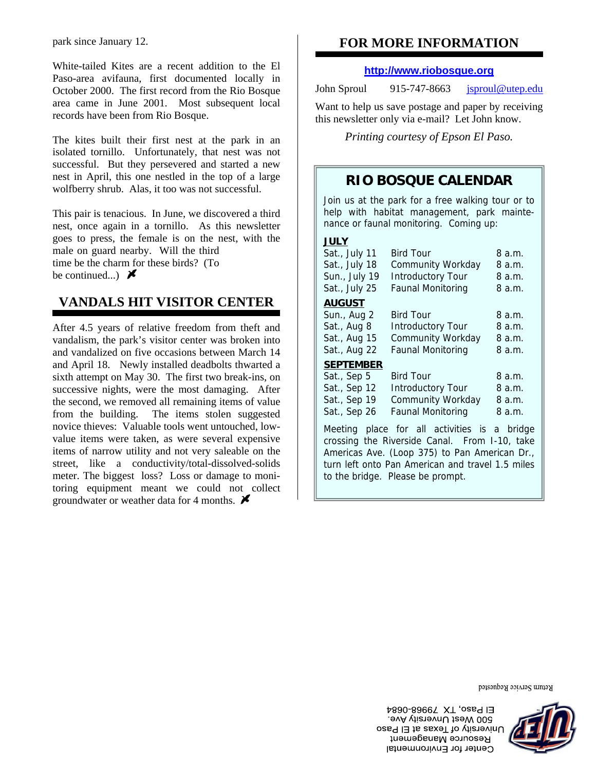park since January 12.

White-tailed Kites are a recent addition to the El Paso-area avifauna, first documented locally in October 2000. The first record from the Rio Bosque area came in June 2001. Most subsequent local records have been from Rio Bosque.

The kites built their first nest at the park in an isolated tornillo. Unfortunately, that nest was not successful. But they persevered and started a new nest in April, this one nestled in the top of a large wolfberry shrub. Alas, it too was not successful.

This pair is tenacious. In June, we discovered a third nest, once again in a tornillo. As this newsletter goes to press, the female is on the nest, with the male on guard nearby. Will the third time be the charm for these birds? (To be continued...)

## VANDALS HIT VISITOR CENTER

After 4.5 years of relative freedom from theft and vandalism, the park's visitor center was broken into and vandalized on five occasions between March 14 and April 18. Newly installed deadbolts thwarted a sixth attempt on May 30. The first two break-ins, on successive nights, were the most damaging. After the second, we removed all remaining items of value from the building. The items stolen suggested novice thieves: Valuable tools went untouched, low-value items were taken, as were several expensive items of narrow utility and not very saleable on the street, like a conductivity/total-dissolved-solids meter. The biggest loss? Loss or damage to monitoring equipment meant we could not collect groundwater or weather data for 4 months.

## FOR MORE INFORMATION

**http://www.riobosque.org**

John Sproul 915-747-8663 jsproul@utep.edu

Want to help us save postage and paper by receiving this newsletter only via e-mail? Let John know.

*Printing courtesy of Epson El Paso.*

## RIO BOSQUE CALENDAR

Join us at the park for a free walking tour or to help with habitat management, park maintenance or faunal monitoring. Coming up:

| | | |
|---|---|---|
| **JULY** | | |
| Sat., July 11 | Bird Tour | 8 a.m. |
| Sat., July 18 | Community Workday | 8 a.m. |
| Sun., July 19 | Introductory Tour | 8 a.m. |
| Sat., July 25 | Faunal Monitoring | 8 a.m. |
| **AUGUST** | | |
| Sun., Aug 2 | Bird Tour | 8 a.m. |
| Sat., Aug 8 | Introductory Tour | 8 a.m. |
| Sat., Aug 15 | Community Workday | 8 a.m. |
| Sat., Aug 22 | Faunal Monitoring | 8 a.m. |
| **SEPTEMBER** | | |
| Sat., Sep 5 | Bird Tour | 8 a.m. |
| Sat., Sep 12 | Introductory Tour | 8 a.m. |
| Sat., Sep 19 | Community Workday | 8 a.m. |
| Sat., Sep 26 | Faunal Monitoring | 8 a.m. |

Meeting place for all activities is a bridge crossing the Riverside Canal. From I-10, take Americas Ave. (Loop 375) to Pan American Dr., turn left onto Pan American and travel 1.5 miles to the bridge. Please be prompt.

Center for Environmental
Resource Management
University of Texas at El Paso
500 West University Ave.
El Paso, TX 79968-0684

Return Service Requested